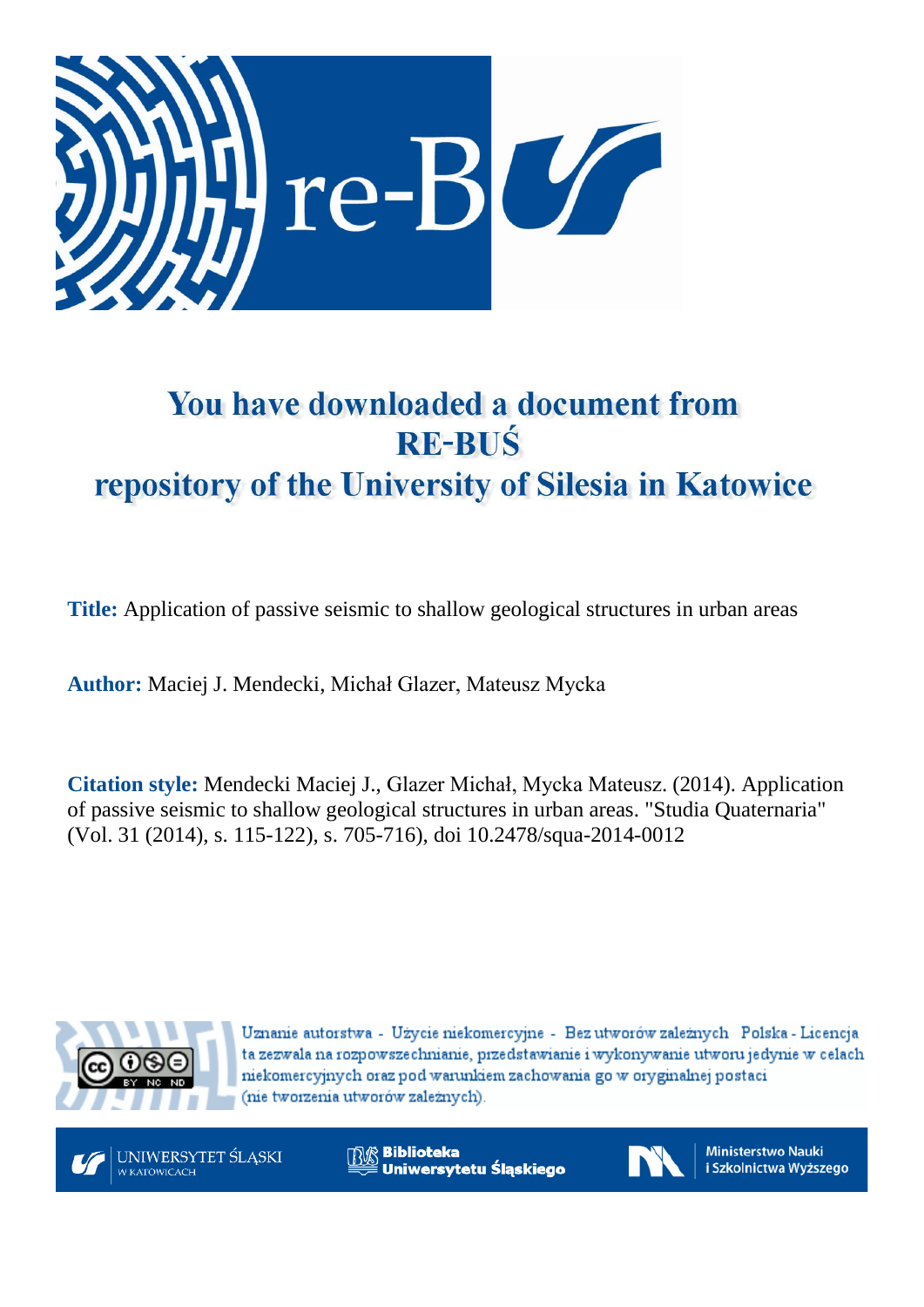# You have downloaded a document from RE-BUŚ repository of the University of Silesia in Katowice

**Title:** Application of passive seismic to shallow geological structures in urban areas

**Author:** Maciej J. Mendecki, Michał Glazer, Mateusz Mycka

**Citation style:** Mendecki Maciej J., Glazer Michał, Mycka Mateusz. (2014). Application of passive seismic to shallow geological structures in urban areas. "Studia Quaternaria" (Vol. 31 (2014), s. 115-122), s. 705-716), doi 10.2478/squa-2014-0012

Uznanie autorstwa - Użycie niekomercyjne - Bez utworów zależnych Polska - Licencja ta zezwala na rozpowszechnianie, przedstawianie i wykonywanie utworu jedynie w celach niekomercyjnych oraz pod warunkiem zachowania go w oryginalnej postaci (nie tworzenia utworów zależnych).

UNIWERSYTET ŚLĄSKI W KATOWICACH

Biblioteka Uniwersytetu Śląskiego

Ministerstwo Nauki i Szkolnictwa Wyższego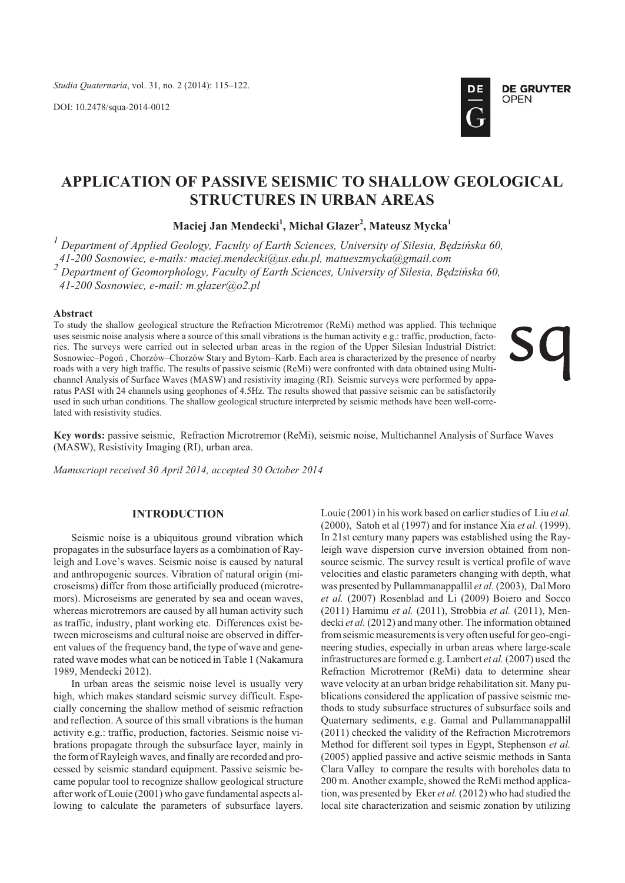# APPLICATION OF PASSIVE SEISMIC TO SHALLOW GEOLOGICAL STRUCTURES IN URBAN AREAS

**Maciej Jan Mendecki[1], Michał Glazer[2], Mateusz Mycka[1]**

[1] Department of Applied Geology, Faculty of Earth Sciences, University of Silesia, Będzińska 60, 41-200 Sosnowiec, e-mails: maciej.mendecki@us.edu.pl, matueszmycka@gmail.com

[2] Department of Geomorphology, Faculty of Earth Sciences, University of Silesia, Będzińska 60, 41-200 Sosnowiec, e-mail: m.glazer@o2.pl

### Abstract

To study the shallow geological structure the Refraction Microtremor (ReMi) method was applied. This technique uses seismic noise analysis where a source of this small vibrations is the human activity e.g.: traffic, production, factories. The surveys were carried out in selected urban areas in the region of the Upper Silesian Industrial District: Sosnowiec–Pogoń , Chorzów–Chorzów Stary and Bytom–Karb. Each area is characterized by the presence of nearby roads with a very high traffic. The results of passive seismic (ReMi) were confronted with data obtained using Multichannel Analysis of Surface Waves (MASW) and resistivity imaging (RI). Seismic surveys were performed by apparatus PASI with 24 channels using geophones of 4.5Hz. The results showed that passive seismic can be satisfactorily used in such urban conditions. The shallow geological structure interpreted by seismic methods have been well-correlated with resistivity studies.

**Key words:** passive seismic, Refraction Microtremor (ReMi), seismic noise, Multichannel Analysis of Surface Waves (MASW), Resistivity Imaging (RI), urban area.

*Manuscriopt received 30 April 2014, accepted 30 October 2014*

## INTRODUCTION

Seismic noise is a ubiquitous ground vibration which propagates in the subsurface layers as a combination of Rayleigh and Love's waves. Seismic noise is caused by natural and anthropogenic sources. Vibration of natural origin (microseisms) differ from those artificially produced (microtremors). Microseisms are generated by sea and ocean waves, whereas microtremors are caused by all human activity such as traffic, industry, plant working etc. Differences exist between microseisms and cultural noise are observed in different values of the frequency band, the type of wave and generated wave modes what can be noticed in Table 1 (Nakamura 1989, Mendecki 2012).

In urban areas the seismic noise level is usually very high, which makes standard seismic survey difficult. Especially concerning the shallow method of seismic refraction and reflection. A source of this small vibrations is the human activity e.g.: traffic, production, factories. Seismic noise vibrations propagate through the subsurface layer, mainly in the form of Rayleigh waves, and finally are recorded and processed by seismic standard equipment. Passive seismic became popular tool to recognize shallow geological structure after work of Louie (2001) who gave fundamental aspects allowing to calculate the parameters of subsurface layers. Louie (2001) in his work based on earlier studies of Liu *et al.* (2000), Satoh et al (1997) and for instance Xia *et al.* (1999). In 21st century many papers was established using the Rayleigh wave dispersion curve inversion obtained from non-source seismic. The survey result is vertical profile of wave velocities and elastic parameters changing with depth, what was presented by Pullammanappallil *et al.* (2003), Dal Moro *et al.* (2007) Rosenblad and Li (2009) Boiero and Socco (2011) Hamimu *et al.* (2011), Strobbia *et al.* (2011), Mendecki *et al.* (2012) and many other. The information obtained from seismic measurements is very often useful for geo-engineering studies, especially in urban areas where large-scale infrastructures are formed e.g. Lambert *et al.* (2007) used the Refraction Microtremor (ReMi) data to determine shear wave velocity at an urban bridge rehabilitation sit. Many publications considered the application of passive seismic methods to study subsurface structures of subsurface soils and Quaternary sediments, e.g. Gamal and Pullammanappallil (2011) checked the validity of the Refraction Microtremors Method for different soil types in Egypt, Stephenson *et al.* (2005) applied passive and active seismic methods in Santa Clara Valley to compare the results with boreholes data to 200 m. Another example, showed the ReMi method application, was presented by Eker *et al.* (2012) who had studied the local site characterization and seismic zonation by utilizing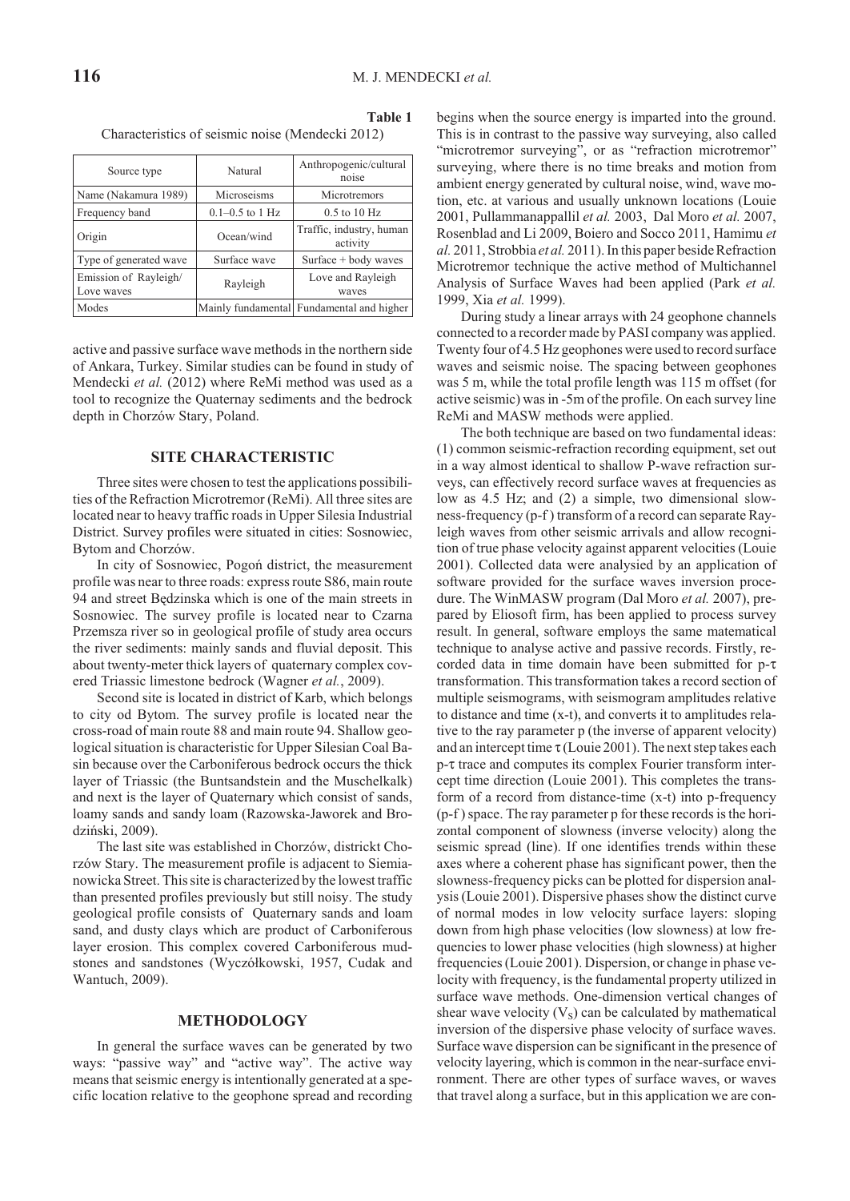**Table 1**
Characteristics of seismic noise (Mendecki 2012)

| Source type | Natural | Anthropogenic/cultural noise |
|---|---|---|
| Name (Nakamura 1989) | Microseisms | Microtremors |
| Frequency band | 0.1–0.5 to 1 Hz | 0.5 to 10 Hz |
| Origin | Ocean/wind | Traffic, industry, human activity |
| Type of generated wave | Surface wave | Surface + body waves |
| Emission of Rayleigh/ Love waves | Rayleigh | Love and Rayleigh waves |
| Modes | Mainly fundamental | Fundamental and higher |

active and passive surface wave methods in the northern side of Ankara, Turkey. Similar studies can be found in study of Mendecki *et al.* (2012) where ReMi method was used as a tool to recognize the Quaternay sediments and the bedrock depth in Chorzów Stary, Poland.

## SITE CHARACTERISTIC

Three sites were chosen to test the applications possibilities of the Refraction Microtremor (ReMi). All three sites are located near to heavy traffic roads in Upper Silesia Industrial District. Survey profiles were situated in cities: Sosnowiec, Bytom and Chorzów.

In city of Sosnowiec, Pogoń district, the measurement profile was near to three roads: express route S86, main route 94 and street Będzinska which is one of the main streets in Sosnowiec. The survey profile is located near to Czarna Przemsza river so in geological profile of study area occurs the river sediments: mainly sands and fluvial deposit. This about twenty-meter thick layers of quaternary complex covered Triassic limestone bedrock (Wagner *et al.*, 2009).

Second site is located in district of Karb, which belongs to city od Bytom. The survey profile is located near the cross-road of main route 88 and main route 94. Shallow geological situation is characteristic for Upper Silesian Coal Basin because over the Carboniferous bedrock occurs the thick layer of Triassic (the Buntsandstein and the Muschelkalk) and next is the layer of Quaternary which consist of sands, loamy sands and sandy loam (Razowska-Jaworek and Brodziński, 2009).

The last site was established in Chorzów, districkt Chorzów Stary. The measurement profile is adjacent to Siemianowicka Street. This site is characterized by the lowest traffic than presented profiles previously but still noisy. The study geological profile consists of Quaternary sands and loam sand, and dusty clays which are product of Carboniferous layer erosion. This complex covered Carboniferous mudstones and sandstones (Wyczółkowski, 1957, Cudak and Wantuch, 2009).

## METHODOLOGY

In general the surface waves can be generated by two ways: "passive way" and "active way". The active way means that seismic energy is intentionally generated at a specific location relative to the geophone spread and recording begins when the source energy is imparted into the ground. This is in contrast to the passive way surveying, also called "microtremor surveying", or as "refraction microtremor" surveying, where there is no time breaks and motion from ambient energy generated by cultural noise, wind, wave motion, etc. at various and usually unknown locations (Louie 2001, Pullammanappallil *et al.* 2003, Dal Moro *et al.* 2007, Rosenblad and Li 2009, Boiero and Socco 2011, Hamimu *et al.* 2011, Strobbia *et al.* 2011). In this paper beside Refraction Microtremor technique the active method of Multichannel Analysis of Surface Waves had been applied (Park *et al.* 1999, Xia *et al.* 1999).

During study a linear arrays with 24 geophone channels connected to a recorder made by PASI company was applied. Twenty four of 4.5 Hz geophones were used to record surface waves and seismic noise. The spacing between geophones was 5 m, while the total profile length was 115 m offset (for active seismic) was in -5m of the profile. On each survey line ReMi and MASW methods were applied.

The both technique are based on two fundamental ideas: (1) common seismic-refraction recording equipment, set out in a way almost identical to shallow P-wave refraction surveys, can effectively record surface waves at frequencies as low as 4.5 Hz; and (2) a simple, two dimensional slowness-frequency (p-f ) transform of a record can separate Rayleigh waves from other seismic arrivals and allow recognition of true phase velocity against apparent velocities (Louie 2001). Collected data were analysied by an application of software provided for the surface waves inversion procedure. The WinMASW program (Dal Moro *et al.* 2007), prepared by Eliosoft firm, has been applied to process survey result. In general, software employs the same mathematical technique to analyse active and passive records. Firstly, recorded data in time domain have been submitted for p-τ transformation. This transformation takes a record section of multiple seismograms, with seismogram amplitudes relative to distance and time (x-t), and converts it to amplitudes relative to the ray parameter p (the inverse of apparent velocity) and an intercept time τ (Louie 2001). The next step takes each p-τ trace and computes its complex Fourier transform intercept time direction (Louie 2001). This completes the transform of a record from distance-time (x-t) into p-frequency (p-f ) space. The ray parameter p for these records is the horizontal component of slowness (inverse velocity) along the seismic spread (line). If one identifies trends within these axes where a coherent phase has significant power, then the slowness-frequency picks can be plotted for dispersion analysis (Louie 2001). Dispersive phases show the distinct curve of normal modes in low velocity surface layers: sloping down from high phase velocities (low slowness) at low frequencies to lower phase velocities (high slowness) at higher frequencies (Louie 2001). Dispersion, or change in phase velocity with frequency, is the fundamental property utilized in surface wave methods. One-dimension vertical changes of shear wave velocity ($V_S$) can be calculated by mathematical inversion of the dispersive phase velocity of surface waves. Surface wave dispersion can be significant in the presence of velocity layering, which is common in the near-surface environment. There are other types of surface waves, or waves that travel along a surface, but in this application we are con-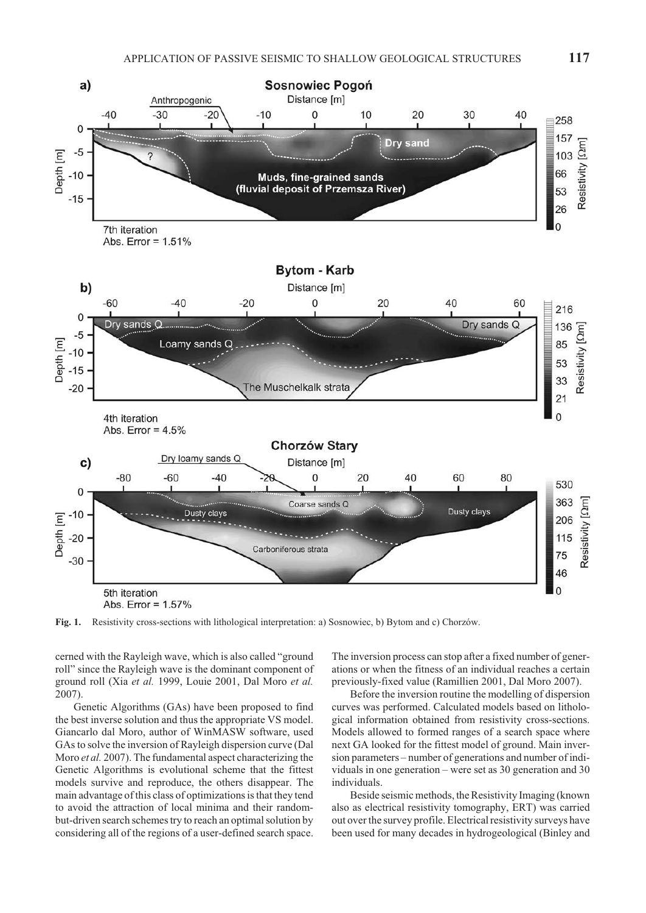Fig. 1. Resistivity cross-sections with lithological interpretation: a) Sosnowiec, b) Bytom and c) Chorzów.

cerned with the Rayleigh wave, which is also called "ground roll" since the Rayleigh wave is the dominant component of ground roll (Xia *et al.* 1999, Louie 2001, Dal Moro *et al.* 2007).

Genetic Algorithms (GAs) have been proposed to find the best inverse solution and thus the appropriate VS model. Giancarlo dal Moro, author of WinMASW software, used GAs to solve the inversion of Rayleigh dispersion curve (Dal Moro *et al.* 2007). The fundamental aspect characterizing the Genetic Algorithms is evolutional scheme that the fittest models survive and reproduce, the others disappear. The main advantage of this class of optimizations is that they tend to avoid the attraction of local minima and their random-but-driven search schemes try to reach an optimal solution by considering all of the regions of a user-defined search space. The inversion process can stop after a fixed number of generations or when the fitness of an individual reaches a certain previously-fixed value (Ramillien 2001, Dal Moro 2007).

Before the inversion routine the modelling of dispersion curves was performed. Calculated models based on lithological information obtained from resistivity cross-sections. Models allowed to formed ranges of a search space where next GA looked for the fittest model of ground. Main inversion parameters – number of generations and number of individuals in one generation – were set as 30 generation and 30 individuals.

Beside seismic methods, the Resistivity Imaging (known also as electrical resistivity tomography, ERT) was carried out over the survey profile. Electrical resistivity surveys have been used for many decades in hydrogeological (Binley and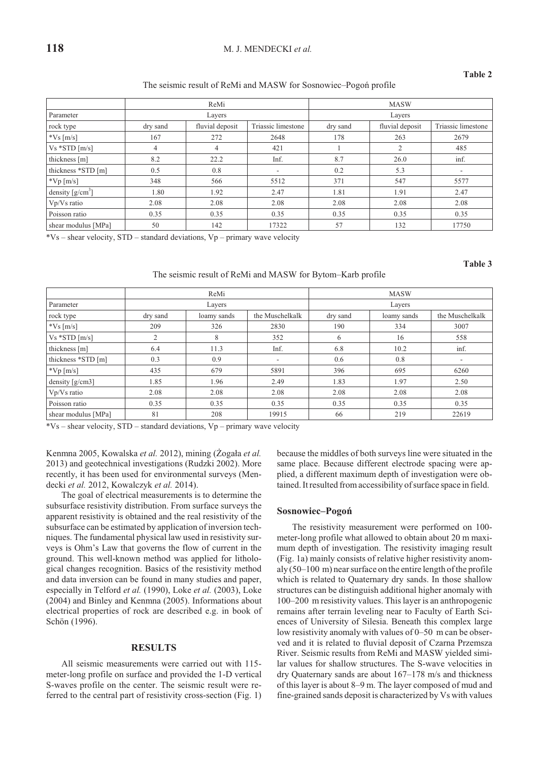**Table 2**

The seismic result of ReMi and MASW for Sosnowiec–Pogoń profile

| | ReMi | | | MASW | | |
|---|---|---|---|---|---|---|
| Parameter | Layers | | | Layers | | |
| rock type | dry sand | fluvial deposit | Triassic limestone | dry sand | fluvial deposit | Triassic limestone |
| *Vs [m/s] | 167 | 272 | 2648 | 178 | 263 | 2679 |
| Vs *STD [m/s] | 4 | 4 | 421 | 1 | 2 | 485 |
| thickness [m] | 8.2 | 22.2 | Inf. | 8.7 | 26.0 | inf. |
| thickness *STD [m] | 0.5 | 0.8 | - | 0.2 | 5.3 | - |
| *Vp [m/s] | 348 | 566 | 5512 | 371 | 547 | 5577 |
| density [g/cm$^3$] | 1.80 | 1.92 | 2.47 | 1.81 | 1.91 | 2.47 |
| Vp/Vs ratio | 2.08 | 2.08 | 2.08 | 2.08 | 2.08 | 2.08 |
| Poisson ratio | 0.35 | 0.35 | 0.35 | 0.35 | 0.35 | 0.35 |
| shear modulus [MPa] | 50 | 142 | 17322 | 57 | 132 | 17750 |

*Vs – shear velocity, STD – standard deviations, Vp – primary wave velocity

**Table 3**

The seismic result of ReMi and MASW for Bytom–Karb profile

| | ReMi | | | MASW | | |
|---|---|---|---|---|---|---|
| Parameter | Layers | | | Layers | | |
| rock type | dry sand | loamy sands | the Muschelkalk | dry sand | loamy sands | the Muschelkalk |
| *Vs [m/s] | 209 | 326 | 2830 | 190 | 334 | 3007 |
| Vs *STD [m/s] | 2 | 8 | 352 | 6 | 16 | 558 |
| thickness [m] | 6.4 | 11.3 | Inf. | 6.8 | 10.2 | inf. |
| thickness *STD [m] | 0.3 | 0.9 | - | 0.6 | 0.8 | - |
| *Vp [m/s] | 435 | 679 | 5891 | 396 | 695 | 6260 |
| density [g/cm3] | 1.85 | 1.96 | 2.49 | 1.83 | 1.97 | 2.50 |
| Vp/Vs ratio | 2.08 | 2.08 | 2.08 | 2.08 | 2.08 | 2.08 |
| Poisson ratio | 0.35 | 0.35 | 0.35 | 0.35 | 0.35 | 0.35 |
| shear modulus [MPa] | 81 | 208 | 19915 | 66 | 219 | 22619 |

*Vs – shear velocity, STD – standard deviations, Vp – primary wave velocity

Kenmna 2005, Kowalska *et al.* 2012), mining (Żogała *et al.* 2013) and geotechnical investigations (Rudzki 2002). More recently, it has been used for environmental surveys (Mendecki *et al.* 2012, Kowalczyk *et al.* 2014).

The goal of electrical measurements is to determine the subsurface resistivity distribution. From surface surveys the apparent resistivity is obtained and the real resistivity of the subsurface can be estimated by application of inversion techniques. The fundamental physical law used in resistivity surveys is Ohm's Law that governs the flow of current in the ground. This well-known method was applied for lithological changes recognition. Basics of the resistivity method and data inversion can be found in many studies and paper, especially in Telford *et al.* (1990), Loke *et al.* (2003), Loke (2004) and Binley and Kenmna (2005). Informations about electrical properties of rock are described e.g. in book of Schön (1996).

## RESULTS

All seismic measurements were carried out with 115-meter-long profile on surface and provided the 1-D vertical S-waves profile on the center. The seismic result were referred to the central part of resistivity cross-section (Fig. 1) because the middles of both surveys line were situated in the same place. Because different electrode spacing were applied, a different maximum depth of investigation were obtained. It resulted from accessibility of surface space in field.

### Sosnowiec–Pogoń

The resistivity measurement were performed on 100-meter-long profile what allowed to obtain about 20 m maximum depth of investigation. The resistivity imaging result (Fig. 1a) mainly consists of relative higher resistivity anomaly (50–100 m) near surface on the entire length of the profile which is related to Quaternary dry sands. In those shallow structures can be distinguish additional higher anomaly with 100–200 m resistivity values. This layer is an anthropogenic remains after terrain leveling near to Faculty of Earth Sciences of University of Silesia. Beneath this complex large low resistivity anomaly with values of 0–50 m can be observed and it is related to fluvial deposit of Czarna Przemsza River. Seismic results from ReMi and MASW yielded similar values for shallow structures. The S-wave velocities in dry Quaternary sands are about 167–178 m/s and thickness of this layer is about 8–9 m. The layer composed of mud and fine-grained sands deposit is characterized by Vs with values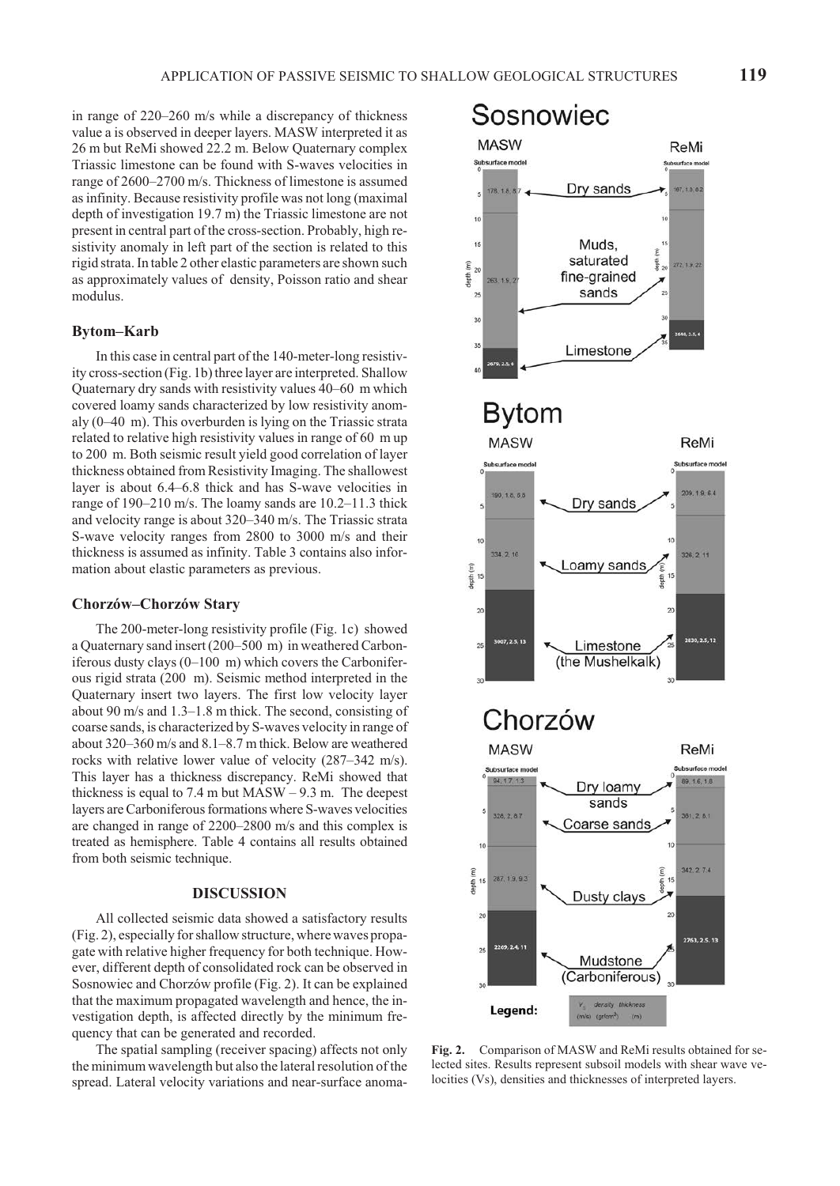in range of 220–260 m/s while a discrepancy of thickness value a is observed in deeper layers. MASW interpreted it as 26 m but ReMi showed 22.2 m. Below Quaternary complex Triassic limestone can be found with S-waves velocities in range of 2600–2700 m/s. Thickness of limestone is assumed as infinity. Because resistivity profile was not long (maximal depth of investigation 19.7 m) the Triassic limestone are not present in central part of the cross-section. Probably, high resistivity anomaly in left part of the section is related to this rigid strata. In table 2 other elastic parameters are shown such as approximately values of density, Poisson ratio and shear modulus.

### Bytom–Karb

In this case in central part of the 140-meter-long resistivity cross-section (Fig. 1b) three layer are interpreted. Shallow Quaternary dry sands with resistivity values 40–60 m which covered loamy sands characterized by low resistivity anomaly (0–40 m). This overburden is lying on the Triassic strata related to relative high resistivity values in range of 60 m up to 200 m. Both seismic result yield good correlation of layer thickness obtained from Resistivity Imaging. The shallowest layer is about 6.4–6.8 thick and has S-wave velocities in range of 190–210 m/s. The loamy sands are 10.2–11.3 thick and velocity range is about 320–340 m/s. The Triassic strata S-wave velocity ranges from 2800 to 3000 m/s and their thickness is assumed as infinity. Table 3 contains also information about elastic parameters as previous.

### Chorzów–Chorzów Stary

The 200-meter-long resistivity profile (Fig. 1c) showed a Quaternary sand insert (200–500 m) in weathered Carboniferous dusty clays (0–100 m) which covers the Carboniferous rigid strata (200 m). Seismic method interpreted in the Quaternary insert two layers. The first low velocity layer about 90 m/s and 1.3–1.8 m thick. The second, consisting of coarse sands, is characterized by S-waves velocity in range of about 320–360 m/s and 8.1–8.7 m thick. Below are weathered rocks with relative lower value of velocity (287–342 m/s). This layer has a thickness discrepancy. ReMi showed that thickness is equal to 7.4 m but MASW – 9.3 m. The deepest layers are Carboniferous formations where S-waves velocities are changed in range of 2200–2800 m/s and this complex is treated as hemisphere. Table 4 contains all results obtained from both seismic technique.

## DISCUSSION

All collected seismic data showed a satisfactory results (Fig. 2), especially for shallow structure, where waves propagate with relative higher frequency for both technique. However, different depth of consolidated rock can be observed in Sosnowiec and Chorzów profile (Fig. 2). It can be explained that the maximum propagated wavelength and hence, the investigation depth, is affected directly by the minimum frequency that can be generated and recorded.

The spatial sampling (receiver spacing) affects not only the minimum wavelength but also the lateral resolution of the spread. Lateral velocity variations and near-surface anoma-

**Fig. 2.** Comparison of MASW and ReMi results obtained for selected sites. Results represent subsoil models with shear wave velocities (Vs), densities and thicknesses of interpreted layers.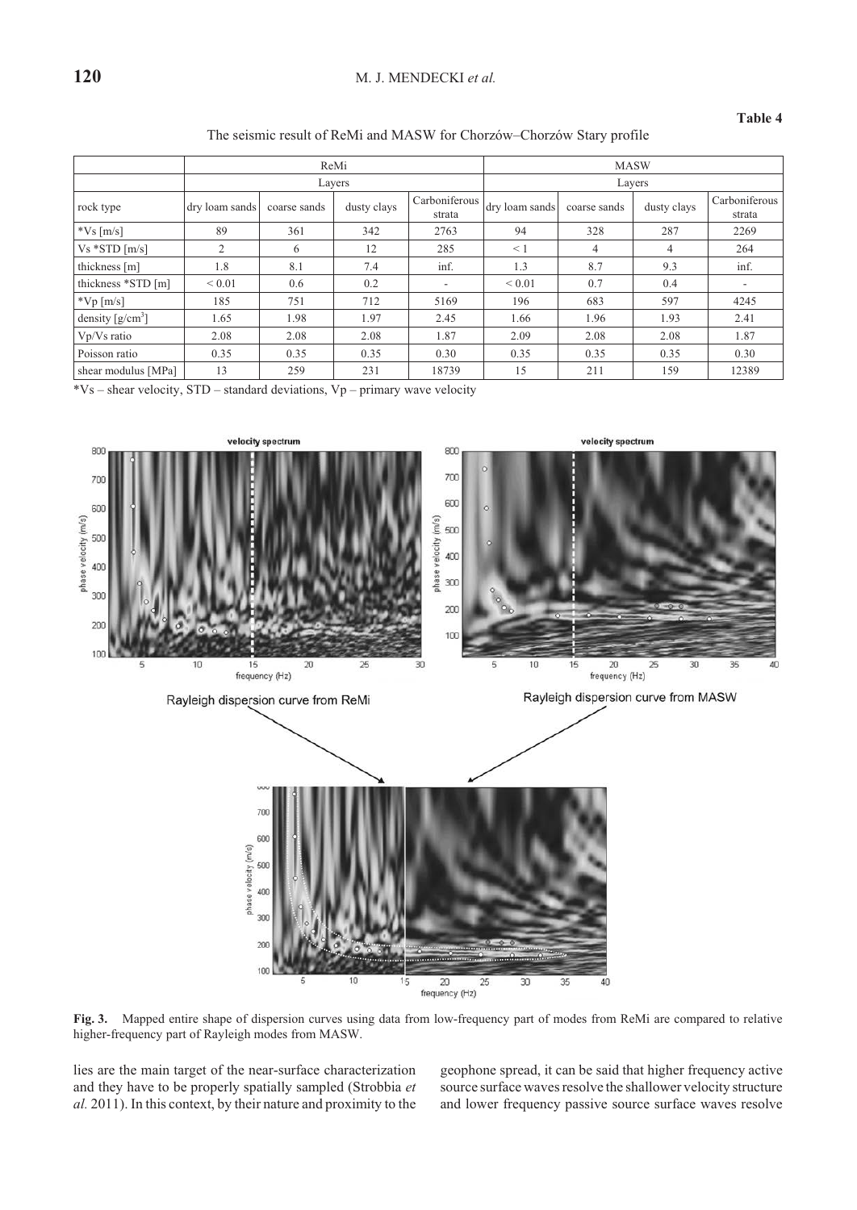**Table 4**

The seismic result of ReMi and MASW for Chorzów–Chorzów Stary profile

| | ReMi | | | | MASW | | | |
|---|---|---|---|---|---|---|---|---|
| | Layers | | | | Layers | | | |
| rock type | dry loam sands | coarse sands | dusty clays | Carboniferous strata | dry loam sands | coarse sands | dusty clays | Carboniferous strata |
| *Vs [m/s] | 89 | 361 | 342 | 2763 | 94 | 328 | 287 | 2269 |
| Vs *STD [m/s] | 2 | 6 | 12 | 285 | < 1 | 4 | 4 | 264 |
| thickness [m] | 1.8 | 8.1 | 7.4 | inf. | 1.3 | 8.7 | 9.3 | inf. |
| thickness *STD [m] | < 0.01 | 0.6 | 0.2 | - | < 0.01 | 0.7 | 0.4 | - |
| *Vp [m/s] | 185 | 751 | 712 | 5169 | 196 | 683 | 597 | 4245 |
| density [g/cm$^3$] | 1.65 | 1.98 | 1.97 | 2.45 | 1.66 | 1.96 | 1.93 | 2.41 |
| Vp/Vs ratio | 2.08 | 2.08 | 2.08 | 1.87 | 2.09 | 2.08 | 2.08 | 1.87 |
| Poisson ratio | 0.35 | 0.35 | 0.35 | 0.30 | 0.35 | 0.35 | 0.35 | 0.30 |
| shear modulus [MPa] | 13 | 259 | 231 | 18739 | 15 | 211 | 159 | 12389 |

*Vs – shear velocity, STD – standard deviations, Vp – primary wave velocity

**Fig. 3.** Mapped entire shape of dispersion curves using data from low-frequency part of modes from ReMi are compared to relative higher-frequency part of Rayleigh modes from MASW.

lies are the main target of the near-surface characterization and they have to be properly spatially sampled (Strobbia *et al.* 2011). In this context, by their nature and proximity to the geophone spread, it can be said that higher frequency active source surface waves resolve the shallower velocity structure and lower frequency passive source surface waves resolve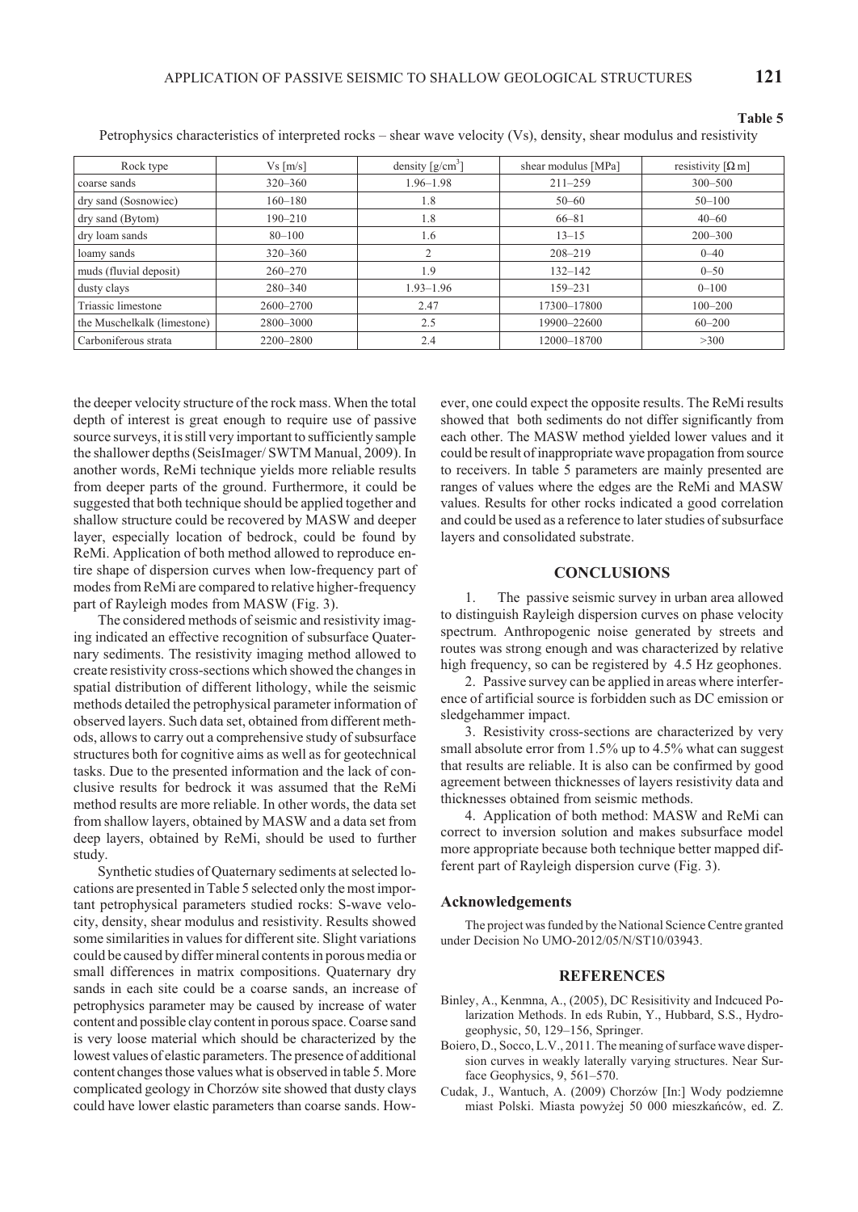**Table 5**

Petrophysics characteristics of interpreted rocks – shear wave velocity (Vs), density, shear modulus and resistivity

| Rock type | Vs [m/s] | density [g/cm$^3$] | shear modulus [MPa] | resistivity [Ω m] |
|---|---|---|---|---|
| coarse sands | 320–360 | 1.96–1.98 | 211–259 | 300–500 |
| dry sand (Sosnowiec) | 160–180 | 1.8 | 50–60 | 50–100 |
| dry sand (Bytom) | 190–210 | 1.8 | 66–81 | 40–60 |
| dry loam sands | 80–100 | 1.6 | 13–15 | 200–300 |
| loamy sands | 320–360 | 2 | 208–219 | 0–40 |
| muds (fluvial deposit) | 260–270 | 1.9 | 132–142 | 0–50 |
| dusty clays | 280–340 | 1.93–1.96 | 159–231 | 0–100 |
| Triassic limestone | 2600–2700 | 2.47 | 17300–17800 | 100–200 |
| the Muschelkalk (limestone) | 2800–3000 | 2.5 | 19900–22600 | 60–200 |
| Carboniferous strata | 2200–2800 | 2.4 | 12000–18700 | >300 |

the deeper velocity structure of the rock mass. When the total depth of interest is great enough to require use of passive source surveys, it is still very important to sufficiently sample the shallower depths (SeisImager/ SWTM Manual, 2009). In another words, ReMi technique yields more reliable results from deeper parts of the ground. Furthermore, it could be suggested that both technique should be applied together and shallow structure could be recovered by MASW and deeper layer, especially location of bedrock, could be found by ReMi. Application of both method allowed to reproduce entire shape of dispersion curves when low-frequency part of modes from ReMi are compared to relative higher-frequency part of Rayleigh modes from MASW (Fig. 3).

The considered methods of seismic and resistivity imaging indicated an effective recognition of subsurface Quaternary sediments. The resistivity imaging method allowed to create resistivity cross-sections which showed the changes in spatial distribution of different lithology, while the seismic methods detailed the petrophysical parameter information of observed layers. Such data set, obtained from different methods, allows to carry out a comprehensive study of subsurface structures both for cognitive aims as well as for geotechnical tasks. Due to the presented information and the lack of conclusive results for bedrock it was assumed that the ReMi method results are more reliable. In other words, the data set from shallow layers, obtained by MASW and a data set from deep layers, obtained by ReMi, should be used to further study.

Synthetic studies of Quaternary sediments at selected locations are presented in Table 5 selected only the most important petrophysical parameters studied rocks: S-wave velocity, density, shear modulus and resistivity. Results showed some similarities in values for different site. Slight variations could be caused by differ mineral contents in porous media or small differences in matrix compositions. Quaternary dry sands in each site could be a coarse sands, an increase of petrophysics parameter may be caused by increase of water content and possible clay content in porous space. Coarse sand is very loose material which should be characterized by the lowest values of elastic parameters. The presence of additional content changes those values what is observed in table 5. More complicated geology in Chorzów site showed that dusty clays could have lower elastic parameters than coarse sands. However, one could expect the opposite results. The ReMi results showed that both sediments do not differ significantly from each other. The MASW method yielded lower values and it could be result of inappropriate wave propagation from source to receivers. In table 5 parameters are mainly presented are ranges of values where the edges are the ReMi and MASW values. Results for other rocks indicated a good correlation and could be used as a reference to later studies of subsurface layers and consolidated substrate.

## CONCLUSIONS

1. The passive seismic survey in urban area allowed to distinguish Rayleigh dispersion curves on phase velocity spectrum. Anthropogenic noise generated by streets and routes was strong enough and was characterized by relative high frequency, so can be registered by 4.5 Hz geophones.

2. Passive survey can be applied in areas where interference of artificial source is forbidden such as DC emission or sledgehammer impact.

3. Resistivity cross-sections are characterized by very small absolute error from 1.5% up to 4.5% what can suggest that results are reliable. It is also can be confirmed by good agreement between thicknesses of layers resistivity data and thicknesses obtained from seismic methods.

4. Application of both method: MASW and ReMi can correct to inversion solution and makes subsurface model more appropriate because both technique better mapped different part of Rayleigh dispersion curve (Fig. 3).

### Acknowledgements

The project was funded by the National Science Centre granted under Decision No UMO-2012/05/N/ST10/03943.

## REFERENCES

Binley, A., Kenmna, A., (2005), DC Resisitivity and Indcuced Polarization Methods. In eds Rubin, Y., Hubbard, S.S., Hydrogeophysic, 50, 129–156, Springer.

Boiero, D., Socco, L.V., 2011. The meaning of surface wave dispersion curves in weakly laterally varying structures. Near Surface Geophysics, 9, 561–570.

Cudak, J., Wantuch, A. (2009) Chorzów [In:] Wody podziemne miast Polski. Miasta powyżej 50 000 mieszkańców, ed. Z.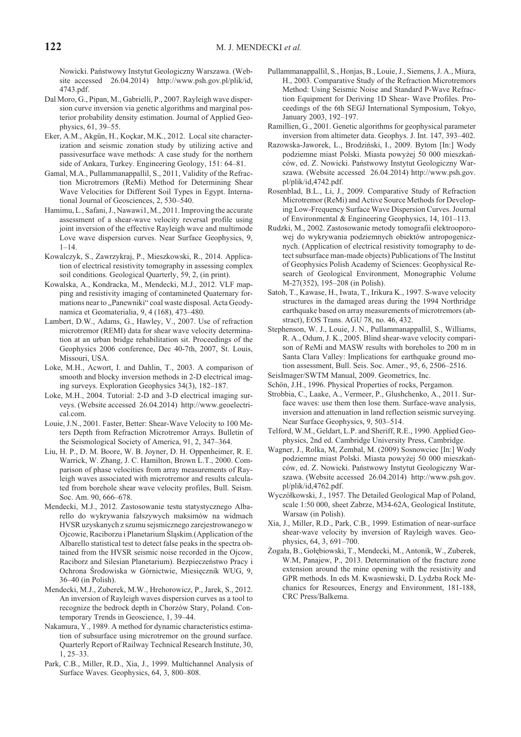Nowicki. Państwowy Instytut Geologiczny Warszawa. (Website accessed 26.04.2014) http://www.psh.gov.pl/plik/id,4743.pdf.

Dal Moro, G., Pipan, M., Gabrielli, P., 2007. Rayleigh wave dispersion curve inversion via genetic algorithms and marginal posterior probability density estimation. Journal of Applied Geophysics, 61, 39–55.

Eker, A.M., Akgün, H., Koçkar, M.K., 2012. Local site characterization and seismic zonation study by utilizing active and passivesurface wave methods: A case study for the northern side of Ankara, Turkey. Engineering Geology, 151: 64–81.

Gamal, M.A., Pullammanappallil, S., 2011, Validity of the Refraction Microtremors (ReMi) Method for Determining Shear Wave Velocities for Different Soil Types in Egypt. International Journal of Geosciences, 2, 530–540.

Hamimu, L., Safani, J., Nawawi1, M., 2011. Improving the accurate assessment of a shear-wave velocity reversal profile using joint inversion of the effective Rayleigh wave and multimode Love wave dispersion curves. Near Surface Geophysics, 9, 1–14.

Kowalczyk, S., Zawrzykraj, P., Mieszkowski, R., 2014. Application of electrical resistivity tomography in assessing complex soil conditions. Geological Quarterly, 59, 2, (in print).

Kowalska, A., Kondracka, M., Mendecki, M.J., 2012. VLF mapping and resistivity imaging of contaminated Quaternary formations near to „Panewniki" coal waste disposal. Acta Geodynamica et Geomaterialia, 9, 4 (168), 473–480.

Lambert, D.W., Adams, G., Hawley, V., 2007. Use of refraction microtremor (REMI) data for shear wave velocity determination at an urban bridge rehabilitation sit. Proceedings of the Geophysics 2006 conference, Dec 40-7th, 2007, St. Louis, Missouri, USA.

Loke, M.H., Acwort, I. and Dahlin, T., 2003. A comparison of smooth and blocky inversion methods in 2-D electrical imaging surveys. Exploration Geophysics 34(3), 182–187.

Loke, M.H., 2004. Tutorial: 2-D and 3-D electrical imaging surveys. (Website accessed 26.04.2014) http://www.geoelectrical.com.

Louie, J.N., 2001. Faster, Better: Shear-Wave Velocity to 100 Meters Depth from Refraction Microtremor Arrays. Bulletin of the Seismological Society of America, 91, 2, 347–364.

Liu, H. P., D. M. Boore, W. B. Joyner, D. H. Oppenheimer, R. E. Warrick, W. Zhang, J. C. Hamilton, Brown L.T., 2000. Comparison of phase velocities from array measurements of Rayleigh waves associated with microtremor and results calculated from borehole shear wave velocity profiles, Bull. Seism. Soc. Am. 90, 666–678.

Mendecki, M.J., 2012. Zastosowanie testu statystycznego Albarello do wykrywania fałszywych maksimów na widmach HVSR uzyskanych z szumu sejsmicznego zarejestrowanego w Ojcowie, Raciborzu i Planetarium Śląskim.(Application of the Albarello statistical test to detect false peaks in the spectra obtained from the HVSR seismic noise recorded in the Ojcow, Raciborz and Silesian Planetarium). Bezpieczeństwo Pracy i Ochrona Środowiska w Górnictwie, Miesięcznik WUG, 9, 36–40 (in Polish).

Mendecki, M.J., Zuberek, M.W., Hrehorowicz, P., Jarek, S., 2012. An inversion of Rayleigh waves dispersion curves as a tool to recognize the bedrock depth in Chorzów Stary, Poland. Contemporary Trends in Geoscience, 1, 39–44.

Nakamura, Y., 1989. A method for dynamic characteristics estimation of subsurface using microtremor on the ground surface. Quarterly Report of Railway Technical Research Institute, 30, 1, 25–33.

Park, C.B., Miller, R.D., Xia, J., 1999. Multichannel Analysis of Surface Waves. Geophysics, 64, 3, 800–808.

Pullammanappallil, S., Honjas, B., Louie, J., Siemens, J. A., Miura, H., 2003. Comparative Study of the Refraction Microtremors Method: Using Seismic Noise and Standard P-Wave Refraction Equipment for Deriving 1D Shear- Wave Profiles. Proceedings of the 6th SEGJ International Symposium, Tokyo, January 2003, 192–197.

Ramillien, G., 2001. Genetic algorithms for geophysical parameter inversion from altimeter data. Geophys. J. Int. 147, 393–402.

Razowska-Jaworek, L., Brodziński, I., 2009. Bytom [In:] Wody podziemne miast Polski. Miasta powyżej 50 000 mieszkańców, ed. Z. Nowicki. Państwowy Instytut Geologiczny Warszawa. (Website accessed 26.04.2014) http://www.psh.gov.pl/plik/id,4742.pdf.

Rosenblad, B.L., Li, J., 2009. Comparative Study of Refraction Microtremor (ReMi) and Active Source Methods for Developing Low-Frequency Surface Wave Dispersion Curves. Journal of Environmental & Engineering Geophysics, 14, 101–113.

Rudzki, M., 2002. Zastosowanie metody tomografii elektrooporowej do wykrywania podziemnych obiektów antropogenicznych. (Application of electrical resistivity tomography to detect subsurface man-made objects) Publications of The Institut of Geophysics Polish Academy of Sciences: Geophysical Research of Geological Environment, Monographic Volume M-27(352), 195–208 (in Polish).

Satoh, T., Kawase, H., Iwata, T., Irikura K., 1997. S-wave velocity structures in the damaged areas during the 1994 Northridge earthquake based on array measurements of microtremors (abstract), EOS Trans. AGU 78, no. 46, 432.

Stephenson, W. J., Louie, J. N., Pullammanappallil, S., Williams, R. A., Odum, J. K., 2005. Blind shear-wave velocity comparison of ReMi and MASW results with boreholes to 200 m in Santa Clara Valley: Implications for earthquake ground motion assessment, Bull. Seis. Soc. Amer., 95, 6, 2506–2516.

SeisImager/SWTM Manual, 2009. Geometrics, Inc.

Schön, J.H., 1996. Physical Properties of rocks, Pergamon.

Strobbia, C., Laake, A., Vermeer, P., Glushchenko, A., 2011. Surface waves: use them then lose them. Surface-wave analysis, inversion and attenuation in land reflection seismic surveying. Near Surface Geophysics, 9, 503–514.

Telford, W.M., Geldart, L.P. and Sheriff, R.E., 1990. Applied Geophysics, 2nd ed. Cambridge University Press, Cambridge.

Wagner, J., Rolka, M, Zembal, M. (2009) Sosnowciec [In:] Wody podziemne miast Polski. Miasta powyżej 50 000 mieszkańców, ed. Z. Nowicki. Państwowy Instytut Geologiczny Warszawa. (Website accessed 26.04.2014) http://www.psh.gov.pl/plik/id,4762.pdf.

Wyczółkowski, J., 1957. The Detailed Geological Map of Poland, scale 1:50 000, sheet Zabrze, M34-62A, Geological Institute, Warsaw (in Polish).

Xia, J., Miller, R.D., Park, C.B., 1999. Estimation of near-surface shear-wave velocity by inversion of Rayleigh waves. Geophysics, 64, 3, 691–700.

Żogała, B., Gołębiowski, T., Mendecki, M., Antonik, W., Zuberek, W.M, Panajew, P., 2013. Determination of the fracture zone extension around the mine opening with the resistivity and GPR methods. In eds M. Kwasniewski, D. Lydzba Rock Mechanics for Resources, Energy and Environment, 181-188, CRC Press/Balkema.